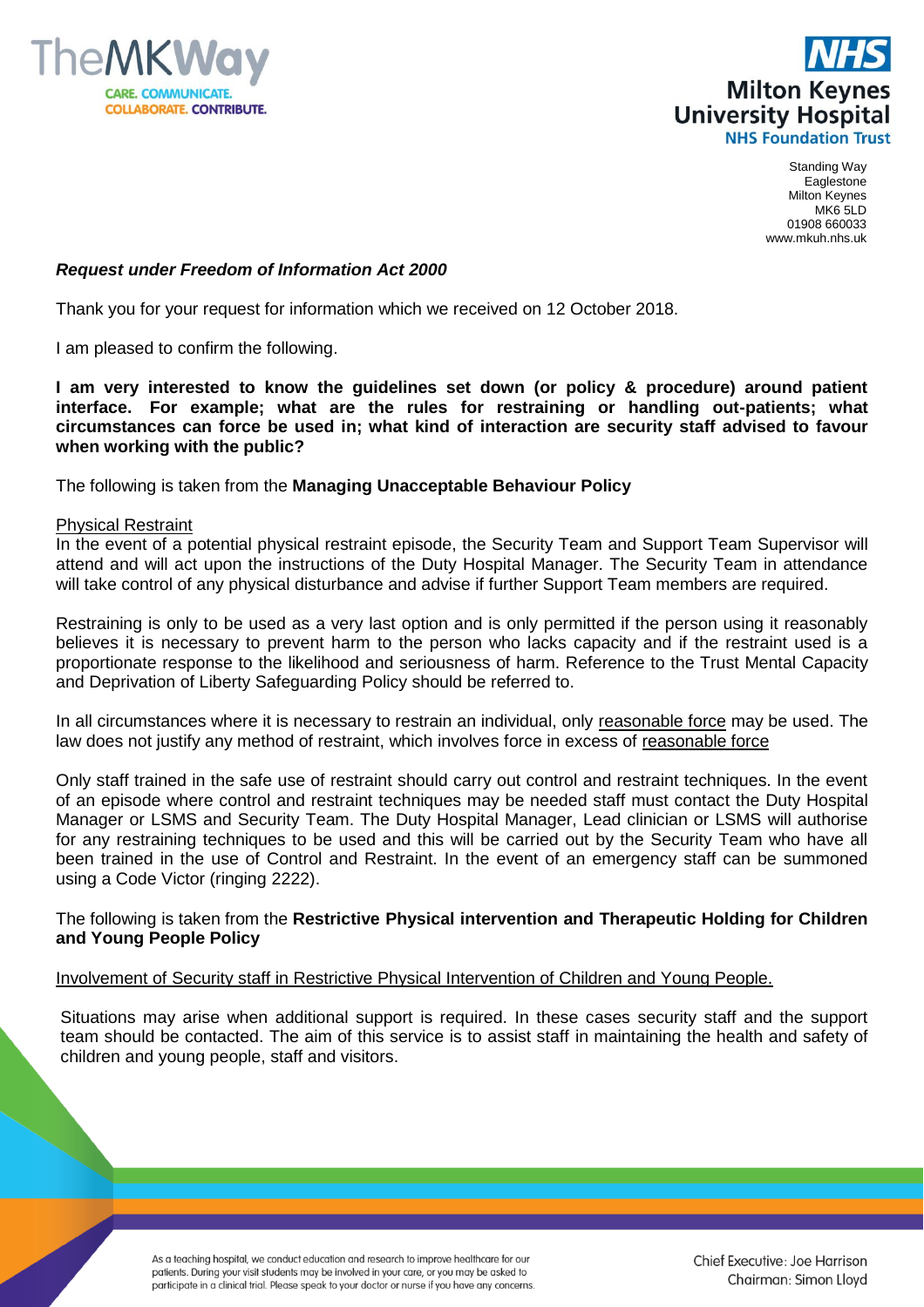Standing Way
Eaglestone
Milton Keynes
MK6 5LD
01908 660033
www.mkuh.nhs.uk

***Request under Freedom of Information Act 2000***

Thank you for your request for information which we received on 12 October 2018.

I am pleased to confirm the following.

**I am very interested to know the guidelines set down (or policy & procedure) around patient interface. For example; what are the rules for restraining or handling out-patients; what circumstances can force be used in; what kind of interaction are security staff advised to favour when working with the public?**

The following is taken from the **Managing Unacceptable Behaviour Policy**

Physical Restraint

In the event of a potential physical restraint episode, the Security Team and Support Team Supervisor will attend and will act upon the instructions of the Duty Hospital Manager. The Security Team in attendance will take control of any physical disturbance and advise if further Support Team members are required.

Restraining is only to be used as a very last option and is only permitted if the person using it reasonably believes it is necessary to prevent harm to the person who lacks capacity and if the restraint used is a proportionate response to the likelihood and seriousness of harm. Reference to the Trust Mental Capacity and Deprivation of Liberty Safeguarding Policy should be referred to.

In all circumstances where it is necessary to restrain an individual, only reasonable force may be used. The law does not justify any method of restraint, which involves force in excess of reasonable force

Only staff trained in the safe use of restraint should carry out control and restraint techniques. In the event of an episode where control and restraint techniques may be needed staff must contact the Duty Hospital Manager or LSMS and Security Team. The Duty Hospital Manager, Lead clinician or LSMS will authorise for any restraining techniques to be used and this will be carried out by the Security Team who have all been trained in the use of Control and Restraint. In the event of an emergency staff can be summoned using a Code Victor (ringing 2222).

The following is taken from the **Restrictive Physical intervention and Therapeutic Holding for Children and Young People Policy**

Involvement of Security staff in Restrictive Physical Intervention of Children and Young People.

Situations may arise when additional support is required. In these cases security staff and the support team should be contacted. The aim of this service is to assist staff in maintaining the health and safety of children and young people, staff and visitors.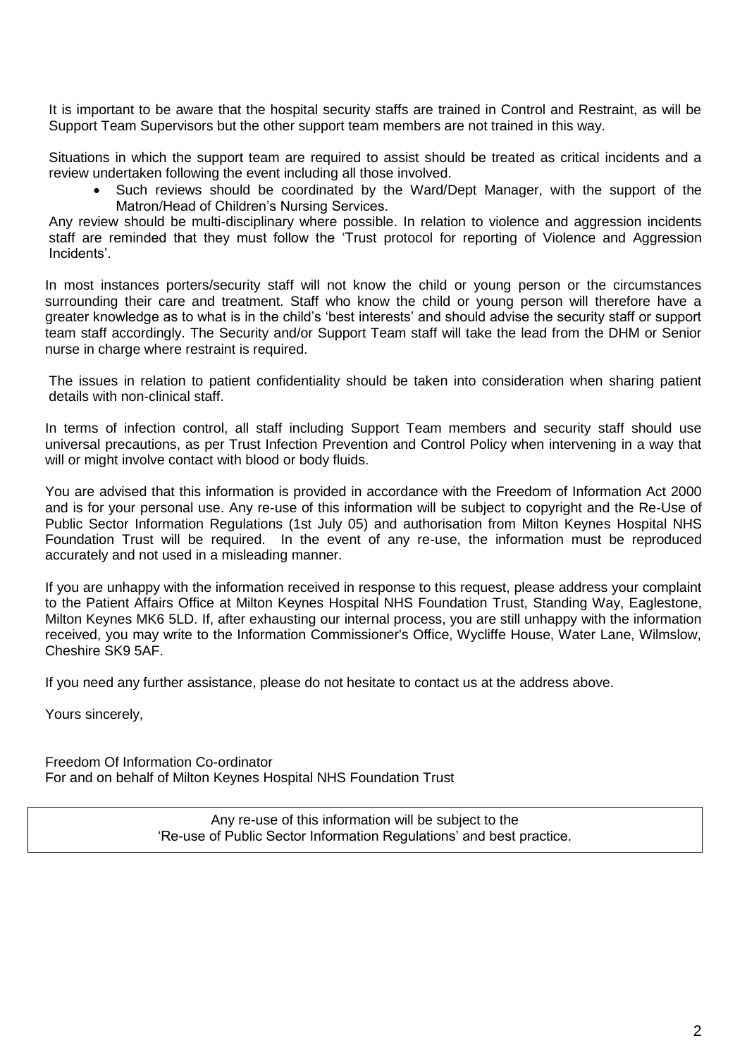It is important to be aware that the hospital security staffs are trained in Control and Restraint, as will be Support Team Supervisors but the other support team members are not trained in this way.

Situations in which the support team are required to assist should be treated as critical incidents and a review undertaken following the event including all those involved.

- Such reviews should be coordinated by the Ward/Dept Manager, with the support of the Matron/Head of Children's Nursing Services.

Any review should be multi-disciplinary where possible. In relation to violence and aggression incidents staff are reminded that they must follow the 'Trust protocol for reporting of Violence and Aggression Incidents'.

In most instances porters/security staff will not know the child or young person or the circumstances surrounding their care and treatment. Staff who know the child or young person will therefore have a greater knowledge as to what is in the child's 'best interests' and should advise the security staff or support team staff accordingly. The Security and/or Support Team staff will take the lead from the DHM or Senior nurse in charge where restraint is required.

The issues in relation to patient confidentiality should be taken into consideration when sharing patient details with non-clinical staff.

In terms of infection control, all staff including Support Team members and security staff should use universal precautions, as per Trust Infection Prevention and Control Policy when intervening in a way that will or might involve contact with blood or body fluids.

You are advised that this information is provided in accordance with the Freedom of Information Act 2000 and is for your personal use. Any re-use of this information will be subject to copyright and the Re-Use of Public Sector Information Regulations (1st July 05) and authorisation from Milton Keynes Hospital NHS Foundation Trust will be required. In the event of any re-use, the information must be reproduced accurately and not used in a misleading manner.

If you are unhappy with the information received in response to this request, please address your complaint to the Patient Affairs Office at Milton Keynes Hospital NHS Foundation Trust, Standing Way, Eaglestone, Milton Keynes MK6 5LD. If, after exhausting our internal process, you are still unhappy with the information received, you may write to the Information Commissioner's Office, Wycliffe House, Water Lane, Wilmslow, Cheshire SK9 5AF.

If you need any further assistance, please do not hesitate to contact us at the address above.

Yours sincerely,

Freedom Of Information Co-ordinator
For and on behalf of Milton Keynes Hospital NHS Foundation Trust

Any re-use of this information will be subject to the
'Re-use of Public Sector Information Regulations' and best practice.